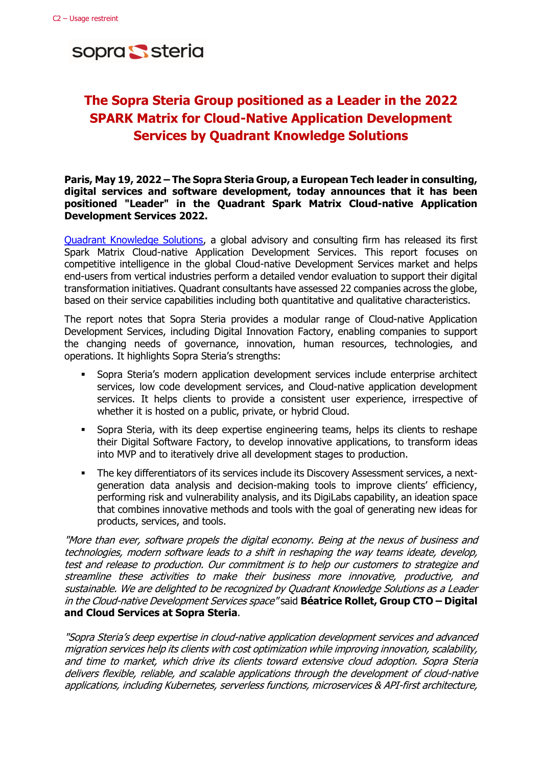C2 – Usage restreint

sopra steria

# The Sopra Steria Group positioned as a Leader in the 2022 SPARK Matrix for Cloud-Native Application Development Services by Quadrant Knowledge Solutions

**Paris, May 19, 2022 – The Sopra Steria Group, a European Tech leader in consulting, digital services and software development, today announces that it has been positioned "Leader" in the Quadrant Spark Matrix Cloud-native Application Development Services 2022.**

Quadrant Knowledge Solutions, a global advisory and consulting firm has released its first Spark Matrix Cloud-native Application Development Services. This report focuses on competitive intelligence in the global Cloud-native Development Services market and helps end-users from vertical industries perform a detailed vendor evaluation to support their digital transformation initiatives. Quadrant consultants have assessed 22 companies across the globe, based on their service capabilities including both quantitative and qualitative characteristics.

The report notes that Sopra Steria provides a modular range of Cloud-native Application Development Services, including Digital Innovation Factory, enabling companies to support the changing needs of governance, innovation, human resources, technologies, and operations. It highlights Sopra Steria's strengths:

- Sopra Steria's modern application development services include enterprise architect services, low code development services, and Cloud-native application development services. It helps clients to provide a consistent user experience, irrespective of whether it is hosted on a public, private, or hybrid Cloud.
- Sopra Steria, with its deep expertise engineering teams, helps its clients to reshape their Digital Software Factory, to develop innovative applications, to transform ideas into MVP and to iteratively drive all development stages to production.
- The key differentiators of its services include its Discovery Assessment services, a next-generation data analysis and decision-making tools to improve clients' efficiency, performing risk and vulnerability analysis, and its DigiLabs capability, an ideation space that combines innovative methods and tools with the goal of generating new ideas for products, services, and tools.

*"More than ever, software propels the digital economy. Being at the nexus of business and technologies, modern software leads to a shift in reshaping the way teams ideate, develop, test and release to production. Our commitment is to help our customers to strategize and streamline these activities to make their business more innovative, productive, and sustainable. We are delighted to be recognized by Quadrant Knowledge Solutions as a Leader in the Cloud-native Development Services space"* said **Béatrice Rollet, Group CTO – Digital and Cloud Services at Sopra Steria**.

*"Sopra Steria's deep expertise in cloud-native application development services and advanced migration services help its clients with cost optimization while improving innovation, scalability, and time to market, which drive its clients toward extensive cloud adoption. Sopra Steria delivers flexible, reliable, and scalable applications through the development of cloud-native applications, including Kubernetes, serverless functions, microservices & API-first architecture,*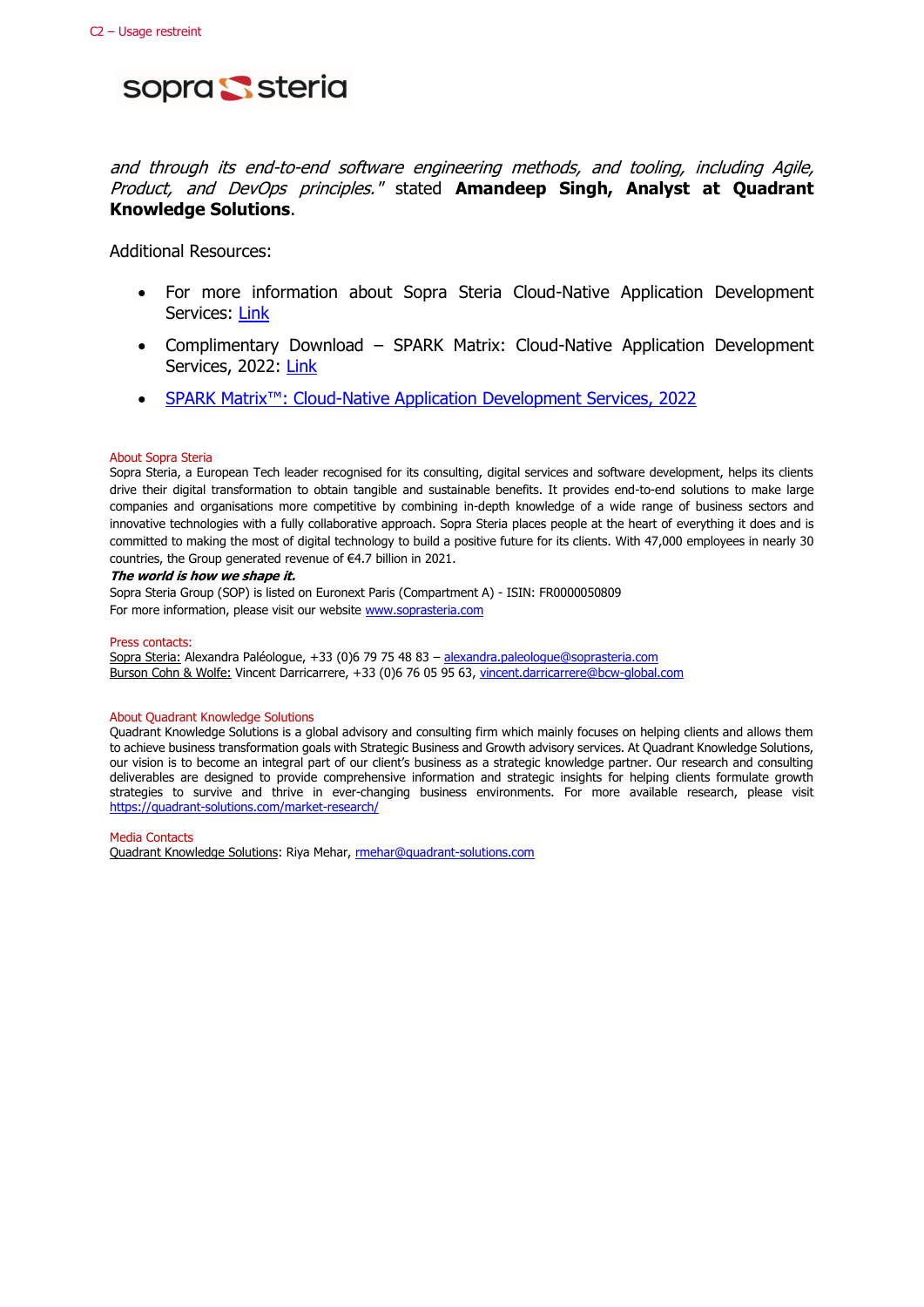*and through its end-to-end software engineering methods, and tooling, including Agile, Product, and DevOps principles."* stated **Amandeep Singh, Analyst at Quadrant Knowledge Solutions**.

Additional Resources:

- For more information about Sopra Steria Cloud-Native Application Development Services: Link
- Complimentary Download – SPARK Matrix: Cloud-Native Application Development Services, 2022: Link
- SPARK Matrix™: Cloud-Native Application Development Services, 2022

About Sopra Steria

Sopra Steria, a European Tech leader recognised for its consulting, digital services and software development, helps its clients drive their digital transformation to obtain tangible and sustainable benefits. It provides end-to-end solutions to make large companies and organisations more competitive by combining in-depth knowledge of a wide range of business sectors and innovative technologies with a fully collaborative approach. Sopra Steria places people at the heart of everything it does and is committed to making the most of digital technology to build a positive future for its clients. With 47,000 employees in nearly 30 countries, the Group generated revenue of €4.7 billion in 2021.

***The world is how we shape it.***

Sopra Steria Group (SOP) is listed on Euronext Paris (Compartment A) - ISIN: FR0000050809

For more information, please visit our website www.soprasteria.com

Press contacts:

Sopra Steria: Alexandra Paléologue, +33 (0)6 79 75 48 83 – alexandra.paleologue@soprasteria.com

Burson Cohn & Wolfe: Vincent Darricarrere, +33 (0)6 76 05 95 63, vincent.darricarrere@bcw-global.com

About Quadrant Knowledge Solutions

Quadrant Knowledge Solutions is a global advisory and consulting firm which mainly focuses on helping clients and allows them to achieve business transformation goals with Strategic Business and Growth advisory services. At Quadrant Knowledge Solutions, our vision is to become an integral part of our client's business as a strategic knowledge partner. Our research and consulting deliverables are designed to provide comprehensive information and strategic insights for helping clients formulate growth strategies to survive and thrive in ever-changing business environments. For more available research, please visit https://quadrant-solutions.com/market-research/

Media Contacts

Quadrant Knowledge Solutions: Riya Mehar, rmehar@quadrant-solutions.com